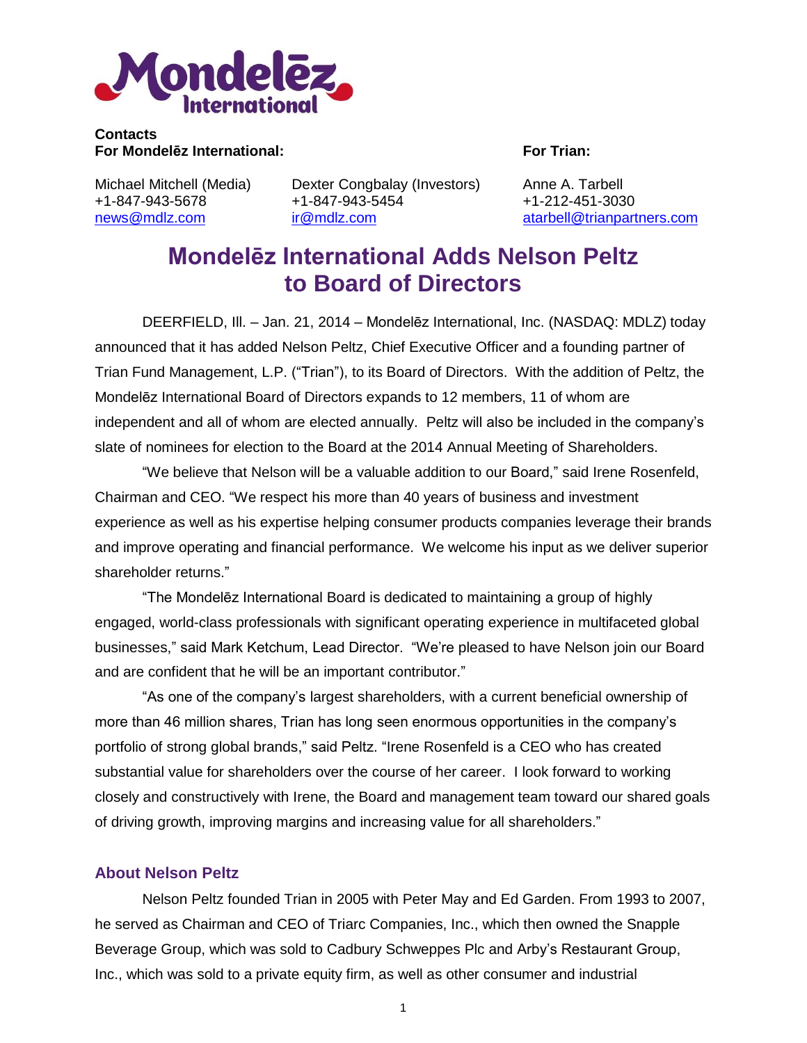**Contacts**

**For Mondelēz International:**

Michael Mitchell (Media)
+1-847-943-5678
news@mdlz.com

Dexter Congbalay (Investors)
+1-847-943-5454
ir@mdlz.com

**For Trian:**

Anne A. Tarbell
+1-212-451-3030
atarbell@trianpartners.com

# Mondelēz International Adds Nelson Peltz to Board of Directors

DEERFIELD, Ill. – Jan. 21, 2014 – Mondelēz International, Inc. (NASDAQ: MDLZ) today announced that it has added Nelson Peltz, Chief Executive Officer and a founding partner of Trian Fund Management, L.P. ("Trian"), to its Board of Directors. With the addition of Peltz, the Mondelēz International Board of Directors expands to 12 members, 11 of whom are independent and all of whom are elected annually. Peltz will also be included in the company's slate of nominees for election to the Board at the 2014 Annual Meeting of Shareholders.

"We believe that Nelson will be a valuable addition to our Board," said Irene Rosenfeld, Chairman and CEO. "We respect his more than 40 years of business and investment experience as well as his expertise helping consumer products companies leverage their brands and improve operating and financial performance. We welcome his input as we deliver superior shareholder returns."

"The Mondelēz International Board is dedicated to maintaining a group of highly engaged, world-class professionals with significant operating experience in multifaceted global businesses," said Mark Ketchum, Lead Director. "We're pleased to have Nelson join our Board and are confident that he will be an important contributor."

"As one of the company's largest shareholders, with a current beneficial ownership of more than 46 million shares, Trian has long seen enormous opportunities in the company's portfolio of strong global brands," said Peltz. "Irene Rosenfeld is a CEO who has created substantial value for shareholders over the course of her career. I look forward to working closely and constructively with Irene, the Board and management team toward our shared goals of driving growth, improving margins and increasing value for all shareholders."

## About Nelson Peltz

Nelson Peltz founded Trian in 2005 with Peter May and Ed Garden. From 1993 to 2007, he served as Chairman and CEO of Triarc Companies, Inc., which then owned the Snapple Beverage Group, which was sold to Cadbury Schweppes Plc and Arby's Restaurant Group, Inc., which was sold to a private equity firm, as well as other consumer and industrial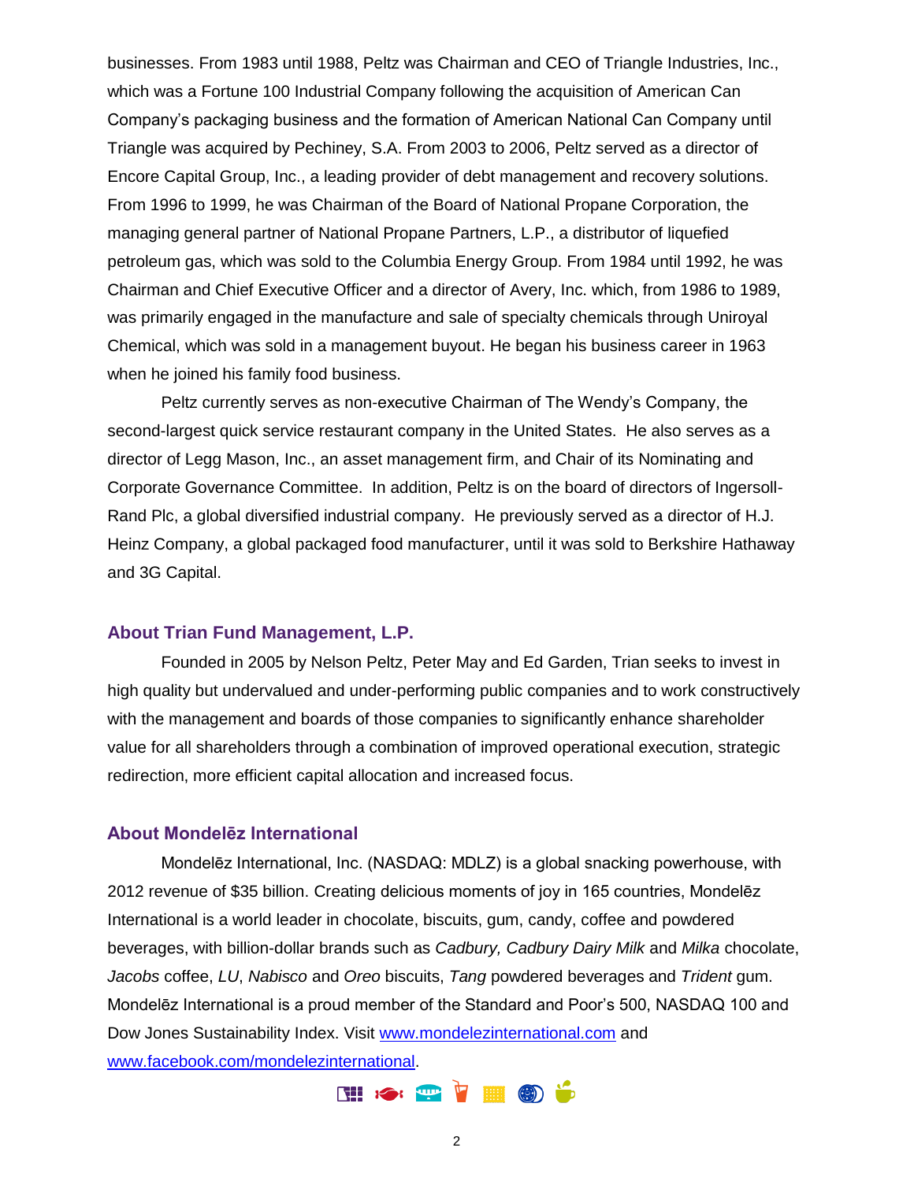businesses. From 1983 until 1988, Peltz was Chairman and CEO of Triangle Industries, Inc., which was a Fortune 100 Industrial Company following the acquisition of American Can Company's packaging business and the formation of American National Can Company until Triangle was acquired by Pechiney, S.A. From 2003 to 2006, Peltz served as a director of Encore Capital Group, Inc., a leading provider of debt management and recovery solutions. From 1996 to 1999, he was Chairman of the Board of National Propane Corporation, the managing general partner of National Propane Partners, L.P., a distributor of liquefied petroleum gas, which was sold to the Columbia Energy Group. From 1984 until 1992, he was Chairman and Chief Executive Officer and a director of Avery, Inc. which, from 1986 to 1989, was primarily engaged in the manufacture and sale of specialty chemicals through Uniroyal Chemical, which was sold in a management buyout. He began his business career in 1963 when he joined his family food business.

Peltz currently serves as non-executive Chairman of The Wendy's Company, the second-largest quick service restaurant company in the United States. He also serves as a director of Legg Mason, Inc., an asset management firm, and Chair of its Nominating and Corporate Governance Committee. In addition, Peltz is on the board of directors of Ingersoll-Rand Plc, a global diversified industrial company. He previously served as a director of H.J. Heinz Company, a global packaged food manufacturer, until it was sold to Berkshire Hathaway and 3G Capital.

## About Trian Fund Management, L.P.

Founded in 2005 by Nelson Peltz, Peter May and Ed Garden, Trian seeks to invest in high quality but undervalued and under-performing public companies and to work constructively with the management and boards of those companies to significantly enhance shareholder value for all shareholders through a combination of improved operational execution, strategic redirection, more efficient capital allocation and increased focus.

## About Mondelēz International

Mondelēz International, Inc. (NASDAQ: MDLZ) is a global snacking powerhouse, with 2012 revenue of $35 billion. Creating delicious moments of joy in 165 countries, Mondelēz International is a world leader in chocolate, biscuits, gum, candy, coffee and powdered beverages, with billion-dollar brands such as *Cadbury, Cadbury Dairy Milk* and *Milka* chocolate, *Jacobs* coffee, *LU*, *Nabisco* and *Oreo* biscuits, *Tang* powdered beverages and *Trident* gum. Mondelēz International is a proud member of the Standard and Poor's 500, NASDAQ 100 and Dow Jones Sustainability Index. Visit www.mondelezinternational.com and www.facebook.com/mondelezinternational.